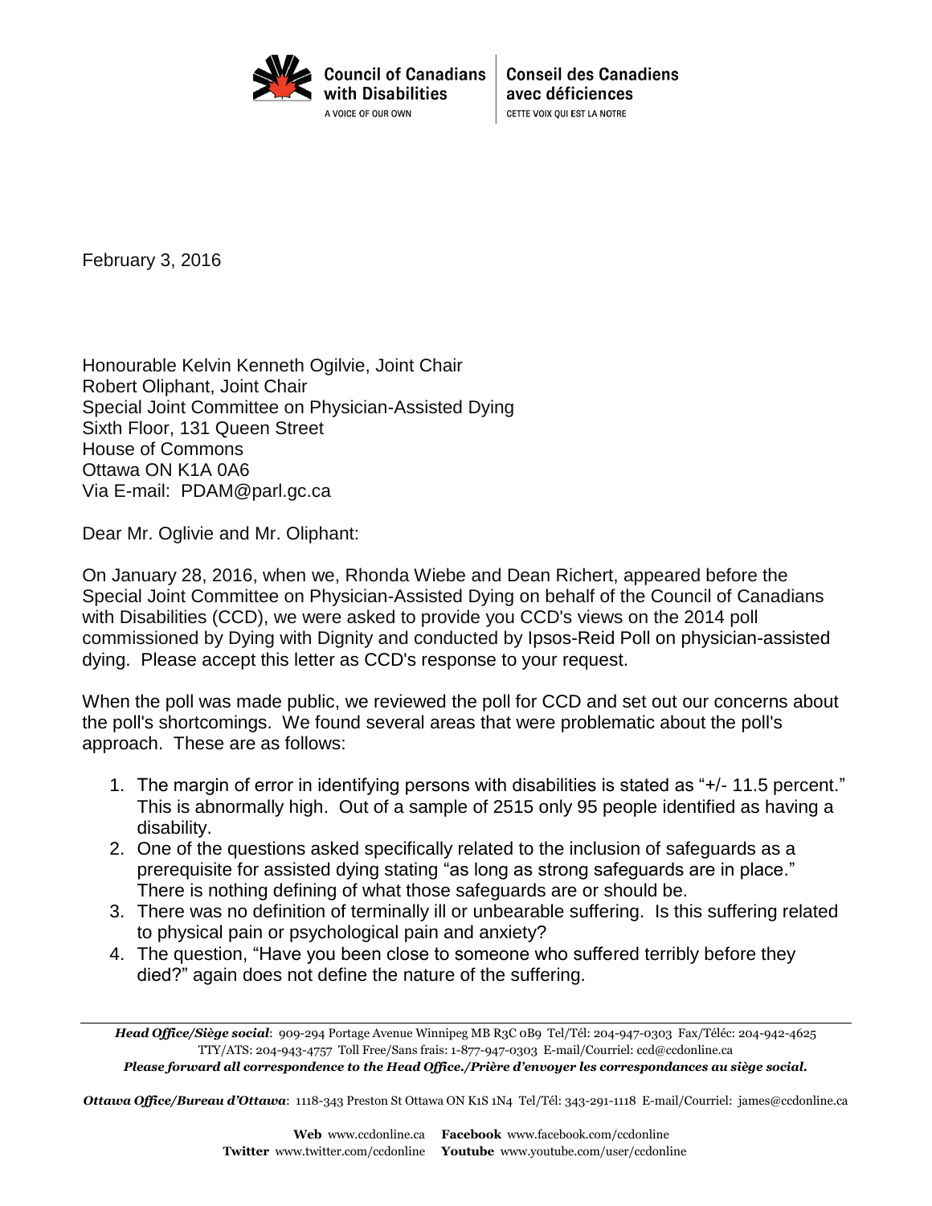**Council of Canadians with Disabilities**
A VOICE OF OUR OWN

**Conseil des Canadiens avec déficiences**
CETTE VOIX QUI EST LA NOTRE

February 3, 2016

Honourable Kelvin Kenneth Ogilvie, Joint Chair
Robert Oliphant, Joint Chair
Special Joint Committee on Physician-Assisted Dying
Sixth Floor, 131 Queen Street
House of Commons
Ottawa ON K1A 0A6
Via E-mail: PDAM@parl.gc.ca

Dear Mr. Oglivie and Mr. Oliphant:

On January 28, 2016, when we, Rhonda Wiebe and Dean Richert, appeared before the Special Joint Committee on Physician-Assisted Dying on behalf of the Council of Canadians with Disabilities (CCD), we were asked to provide you CCD's views on the 2014 poll commissioned by Dying with Dignity and conducted by Ipsos-Reid Poll on physician-assisted dying. Please accept this letter as CCD's response to your request.

When the poll was made public, we reviewed the poll for CCD and set out our concerns about the poll's shortcomings. We found several areas that were problematic about the poll's approach. These are as follows:

1. The margin of error in identifying persons with disabilities is stated as "+/- 11.5 percent." This is abnormally high. Out of a sample of 2515 only 95 people identified as having a disability.
2. One of the questions asked specifically related to the inclusion of safeguards as a prerequisite for assisted dying stating "as long as strong safeguards are in place." There is nothing defining of what those safeguards are or should be.
3. There was no definition of terminally ill or unbearable suffering. Is this suffering related to physical pain or psychological pain and anxiety?
4. The question, "Have you been close to someone who suffered terribly before they died?" again does not define the nature of the suffering.

***Head Office/Siège social***: 909-294 Portage Avenue Winnipeg MB R3C 0B9 Tel/Tél: 204-947-0303 Fax/Téléc: 204-942-4625
TTY/ATS: 204-943-4757 Toll Free/Sans frais: 1-877-947-0303 E-mail/Courriel: ccd@ccdonline.ca
***Please forward all correspondence to the Head Office./Prière d'envoyer les correspondances au siège social.***

***Ottawa Office/Bureau d'Ottawa***: 1118-343 Preston St Ottawa ON K1S 1N4 Tel/Tél: 343-291-1118 E-mail/Courriel: james@ccdonline.ca

**Web** www.ccdonline.ca **Facebook** www.facebook.com/ccdonline
**Twitter** www.twitter.com/ccdonline **Youtube** www.youtube.com/user/ccdonline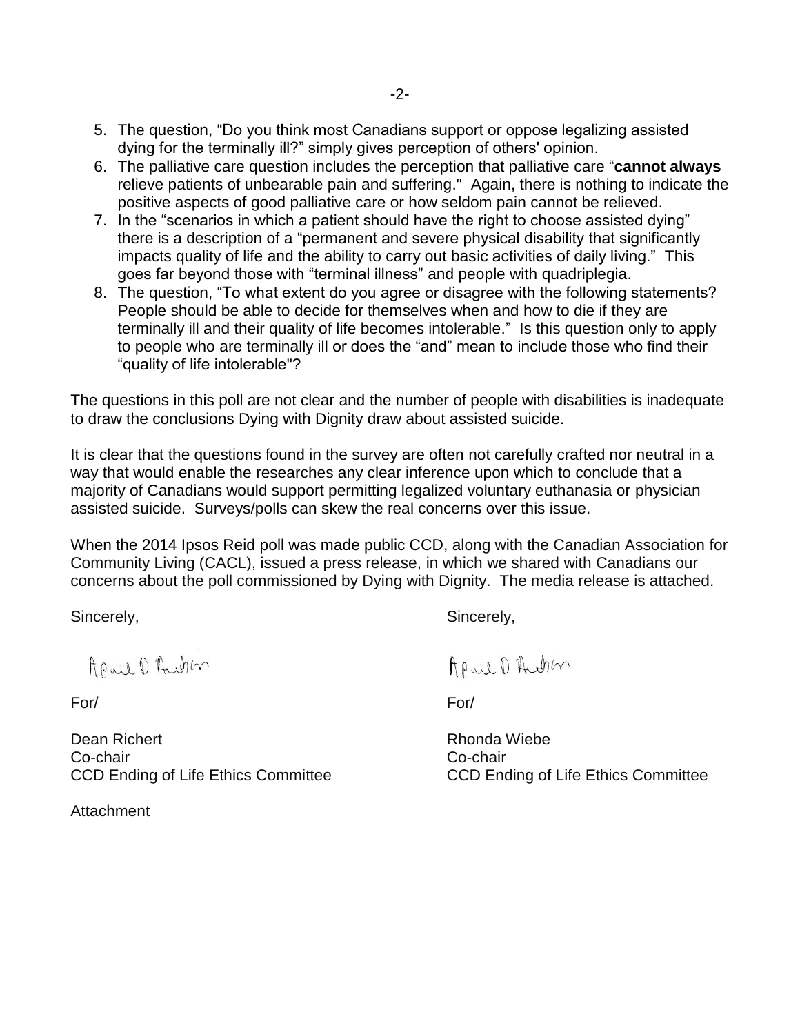5. The question, "Do you think most Canadians support or oppose legalizing assisted dying for the terminally ill?" simply gives perception of others' opinion.
6. The palliative care question includes the perception that palliative care "**cannot always** relieve patients of unbearable pain and suffering." Again, there is nothing to indicate the positive aspects of good palliative care or how seldom pain cannot be relieved.
7. In the "scenarios in which a patient should have the right to choose assisted dying" there is a description of a "permanent and severe physical disability that significantly impacts quality of life and the ability to carry out basic activities of daily living." This goes far beyond those with "terminal illness" and people with quadriplegia.
8. The question, "To what extent do you agree or disagree with the following statements? People should be able to decide for themselves when and how to die if they are terminally ill and their quality of life becomes intolerable." Is this question only to apply to people who are terminally ill or does the "and" mean to include those who find their "quality of life intolerable"?

The questions in this poll are not clear and the number of people with disabilities is inadequate to draw the conclusions Dying with Dignity draw about assisted suicide.

It is clear that the questions found in the survey are often not carefully crafted nor neutral in a way that would enable the researches any clear inference upon which to conclude that a majority of Canadians would support permitting legalized voluntary euthanasia or physician assisted suicide. Surveys/polls can skew the real concerns over this issue.

When the 2014 Ipsos Reid poll was made public CCD, along with the Canadian Association for Community Living (CACL), issued a press release, in which we shared with Canadians our concerns about the poll commissioned by Dying with Dignity. The media release is attached.

Sincerely,

April D Ambin

For/

Dean Richert
Co-chair
CCD Ending of Life Ethics Committee

Sincerely,

April D Ambin

For/

Rhonda Wiebe
Co-chair
CCD Ending of Life Ethics Committee

Attachment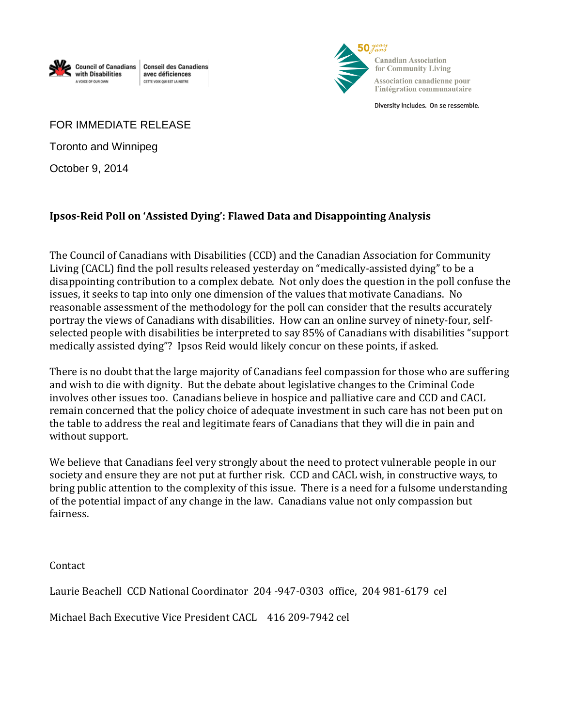Council of Canadians with Disabilities | Conseil des Canadiens avec déficiences
A VOICE OF OUR OWN | CETTE VOIX QUI EST LA NOTRE

50 years / ans
Canadian Association for Community Living
Association canadienne pour l'intégration communautaire
Diversity includes. On se ressemble.

FOR IMMEDIATE RELEASE

Toronto and Winnipeg

October 9, 2014

**Ipsos-Reid Poll on 'Assisted Dying': Flawed Data and Disappointing Analysis**

The Council of Canadians with Disabilities (CCD) and the Canadian Association for Community Living (CACL) find the poll results released yesterday on "medically-assisted dying" to be a disappointing contribution to a complex debate. Not only does the question in the poll confuse the issues, it seeks to tap into only one dimension of the values that motivate Canadians. No reasonable assessment of the methodology for the poll can consider that the results accurately portray the views of Canadians with disabilities. How can an online survey of ninety-four, self-selected people with disabilities be interpreted to say 85% of Canadians with disabilities "support medically assisted dying"? Ipsos Reid would likely concur on these points, if asked.

There is no doubt that the large majority of Canadians feel compassion for those who are suffering and wish to die with dignity. But the debate about legislative changes to the Criminal Code involves other issues too. Canadians believe in hospice and palliative care and CCD and CACL remain concerned that the policy choice of adequate investment in such care has not been put on the table to address the real and legitimate fears of Canadians that they will die in pain and without support.

We believe that Canadians feel very strongly about the need to protect vulnerable people in our society and ensure they are not put at further risk. CCD and CACL wish, in constructive ways, to bring public attention to the complexity of this issue. There is a need for a fulsome understanding of the potential impact of any change in the law. Canadians value not only compassion but fairness.

Contact

Laurie Beachell CCD National Coordinator 204 -947-0303 office, 204 981-6179 cel

Michael Bach Executive Vice President CACL 416 209-7942 cel